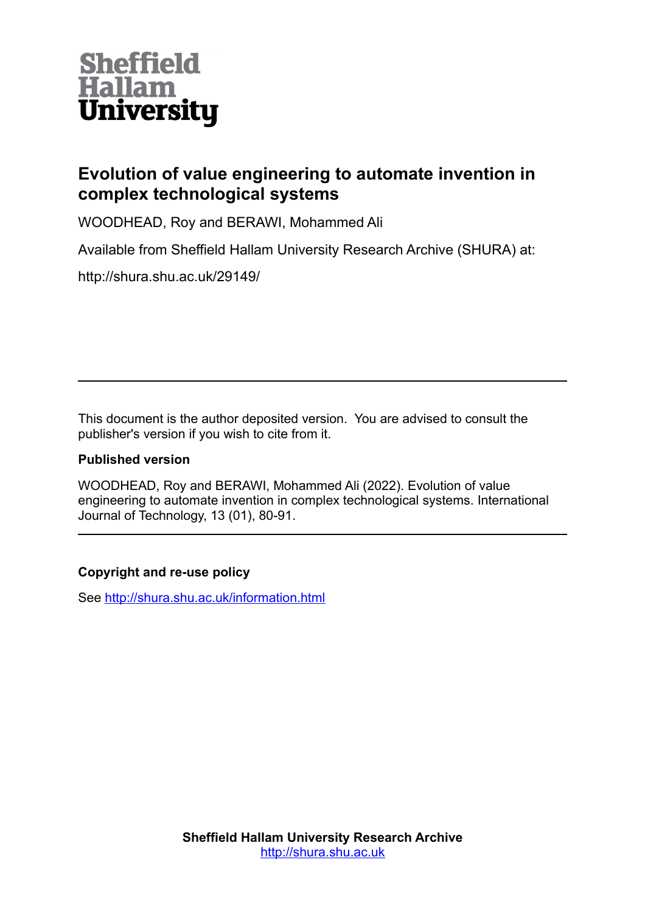Sheffield Hallam University

# Evolution of value engineering to automate invention in complex technological systems

WOODHEAD, Roy and BERAWI, Mohammed Ali

Available from Sheffield Hallam University Research Archive (SHURA) at:

http://shura.shu.ac.uk/29149/

---

This document is the author deposited version. You are advised to consult the publisher's version if you wish to cite from it.

**Published version**

WOODHEAD, Roy and BERAWI, Mohammed Ali (2022). Evolution of value engineering to automate invention in complex technological systems. International Journal of Technology, 13 (01), 80-91.

---

**Copyright and re-use policy**

See http://shura.shu.ac.uk/information.html

**Sheffield Hallam University Research Archive**
http://shura.shu.ac.uk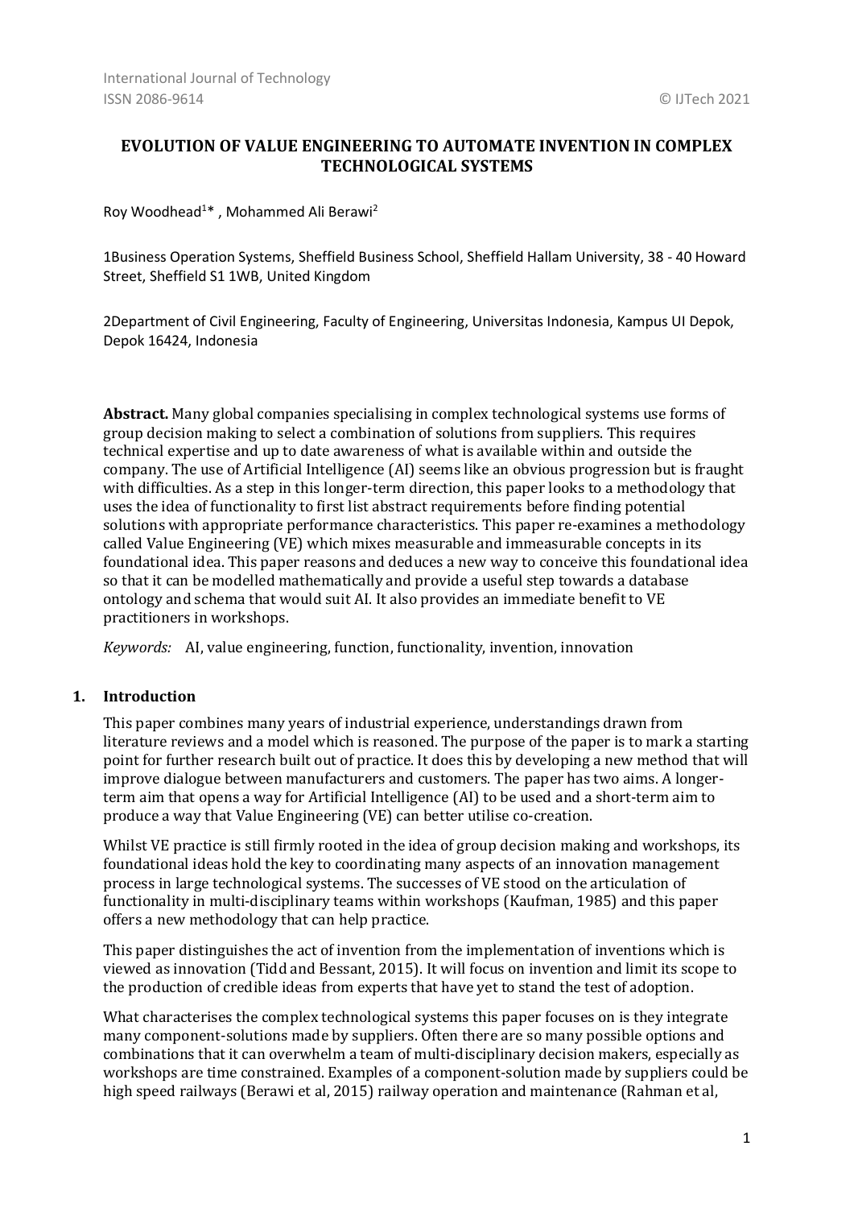International Journal of Technology
ISSN 2086-9614 © IJTech 2021

# EVOLUTION OF VALUE ENGINEERING TO AUTOMATE INVENTION IN COMPLEX TECHNOLOGICAL SYSTEMS

Roy Woodhead[1]* , Mohammed Ali Berawi[2]

1Business Operation Systems, Sheffield Business School, Sheffield Hallam University, 38 - 40 Howard Street, Sheffield S1 1WB, United Kingdom

2Department of Civil Engineering, Faculty of Engineering, Universitas Indonesia, Kampus UI Depok, Depok 16424, Indonesia

**Abstract.** Many global companies specialising in complex technological systems use forms of group decision making to select a combination of solutions from suppliers. This requires technical expertise and up to date awareness of what is available within and outside the company. The use of Artificial Intelligence (AI) seems like an obvious progression but is fraught with difficulties. As a step in this longer-term direction, this paper looks to a methodology that uses the idea of functionality to first list abstract requirements before finding potential solutions with appropriate performance characteristics. This paper re-examines a methodology called Value Engineering (VE) which mixes measurable and immeasurable concepts in its foundational idea. This paper reasons and deduces a new way to conceive this foundational idea so that it can be modelled mathematically and provide a useful step towards a database ontology and schema that would suit AI. It also provides an immediate benefit to VE practitioners in workshops.

*Keywords:* AI, value engineering, function, functionality, invention, innovation

## 1. Introduction

This paper combines many years of industrial experience, understandings drawn from literature reviews and a model which is reasoned. The purpose of the paper is to mark a starting point for further research built out of practice. It does this by developing a new method that will improve dialogue between manufacturers and customers. The paper has two aims. A longer-term aim that opens a way for Artificial Intelligence (AI) to be used and a short-term aim to produce a way that Value Engineering (VE) can better utilise co-creation.

Whilst VE practice is still firmly rooted in the idea of group decision making and workshops, its foundational ideas hold the key to coordinating many aspects of an innovation management process in large technological systems. The successes of VE stood on the articulation of functionality in multi-disciplinary teams within workshops (Kaufman, 1985) and this paper offers a new methodology that can help practice.

This paper distinguishes the act of invention from the implementation of inventions which is viewed as innovation (Tidd and Bessant, 2015). It will focus on invention and limit its scope to the production of credible ideas from experts that have yet to stand the test of adoption.

What characterises the complex technological systems this paper focuses on is they integrate many component-solutions made by suppliers. Often there are so many possible options and combinations that it can overwhelm a team of multi-disciplinary decision makers, especially as workshops are time constrained. Examples of a component-solution made by suppliers could be high speed railways (Berawi et al, 2015) railway operation and maintenance (Rahman et al,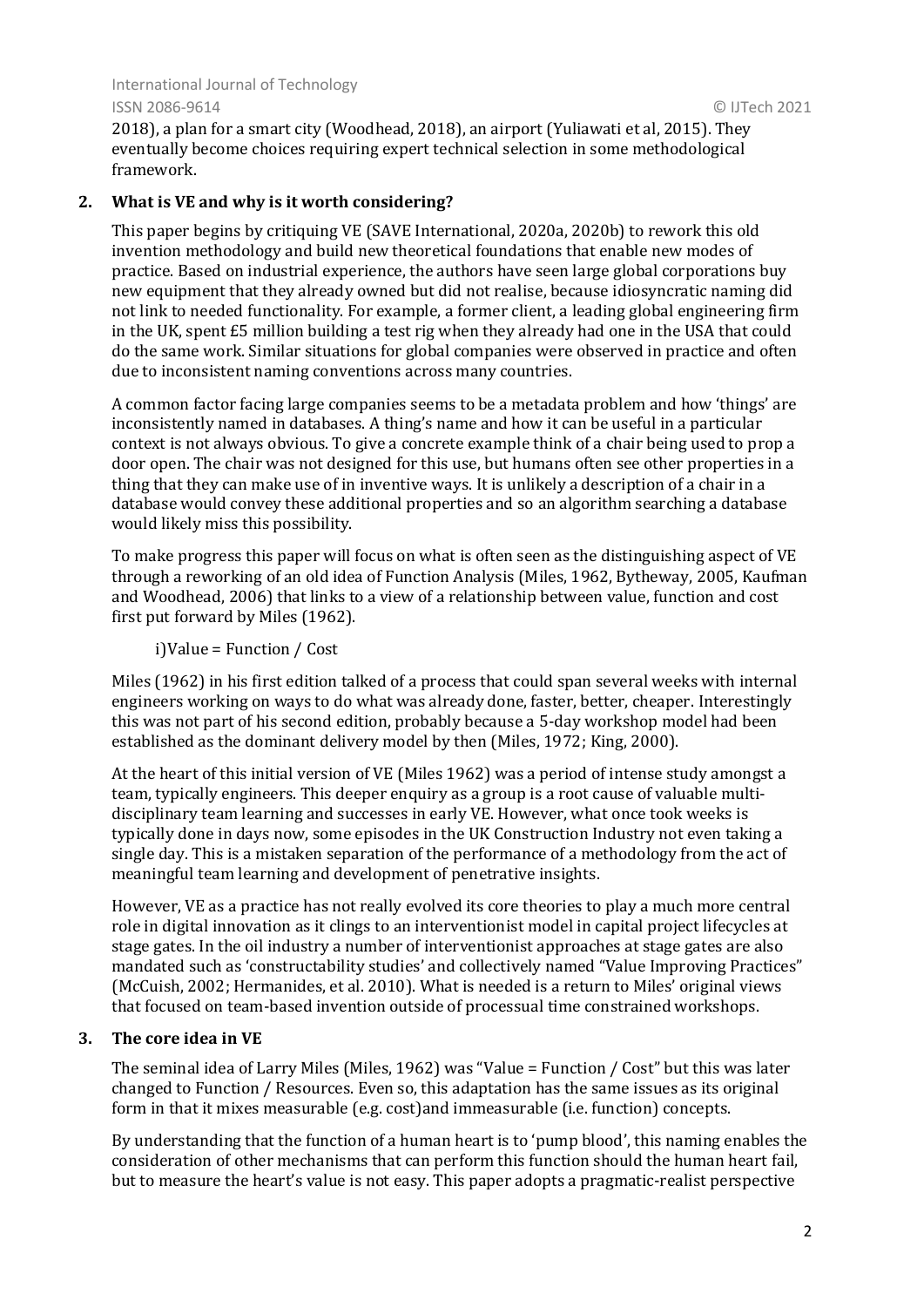2018), a plan for a smart city (Woodhead, 2018), an airport (Yuliawati et al, 2015). They eventually become choices requiring expert technical selection in some methodological framework.

## 2. What is VE and why is it worth considering?

This paper begins by critiquing VE (SAVE International, 2020a, 2020b) to rework this old invention methodology and build new theoretical foundations that enable new modes of practice. Based on industrial experience, the authors have seen large global corporations buy new equipment that they already owned but did not realise, because idiosyncratic naming did not link to needed functionality. For example, a former client, a leading global engineering firm in the UK, spent £5 million building a test rig when they already had one in the USA that could do the same work. Similar situations for global companies were observed in practice and often due to inconsistent naming conventions across many countries.

A common factor facing large companies seems to be a metadata problem and how 'things' are inconsistently named in databases. A thing's name and how it can be useful in a particular context is not always obvious. To give a concrete example think of a chair being used to prop a door open. The chair was not designed for this use, but humans often see other properties in a thing that they can make use of in inventive ways. It is unlikely a description of a chair in a database would convey these additional properties and so an algorithm searching a database would likely miss this possibility.

To make progress this paper will focus on what is often seen as the distinguishing aspect of VE through a reworking of an old idea of Function Analysis (Miles, 1962, Bytheway, 2005, Kaufman and Woodhead, 2006) that links to a view of a relationship between value, function and cost first put forward by Miles (1962).

i)Value = Function / Cost

Miles (1962) in his first edition talked of a process that could span several weeks with internal engineers working on ways to do what was already done, faster, better, cheaper. Interestingly this was not part of his second edition, probably because a 5-day workshop model had been established as the dominant delivery model by then (Miles, 1972; King, 2000).

At the heart of this initial version of VE (Miles 1962) was a period of intense study amongst a team, typically engineers. This deeper enquiry as a group is a root cause of valuable multi-disciplinary team learning and successes in early VE. However, what once took weeks is typically done in days now, some episodes in the UK Construction Industry not even taking a single day. This is a mistaken separation of the performance of a methodology from the act of meaningful team learning and development of penetrative insights.

However, VE as a practice has not really evolved its core theories to play a much more central role in digital innovation as it clings to an interventionist model in capital project lifecycles at stage gates. In the oil industry a number of interventionist approaches at stage gates are also mandated such as 'constructability studies' and collectively named "Value Improving Practices" (McCuish, 2002; Hermanides, et al. 2010). What is needed is a return to Miles' original views that focused on team-based invention outside of processual time constrained workshops.

## 3. The core idea in VE

The seminal idea of Larry Miles (Miles, 1962) was "Value = Function / Cost" but this was later changed to Function / Resources. Even so, this adaptation has the same issues as its original form in that it mixes measurable (e.g. cost)and immeasurable (i.e. function) concepts.

By understanding that the function of a human heart is to 'pump blood', this naming enables the consideration of other mechanisms that can perform this function should the human heart fail, but to measure the heart's value is not easy. This paper adopts a pragmatic-realist perspective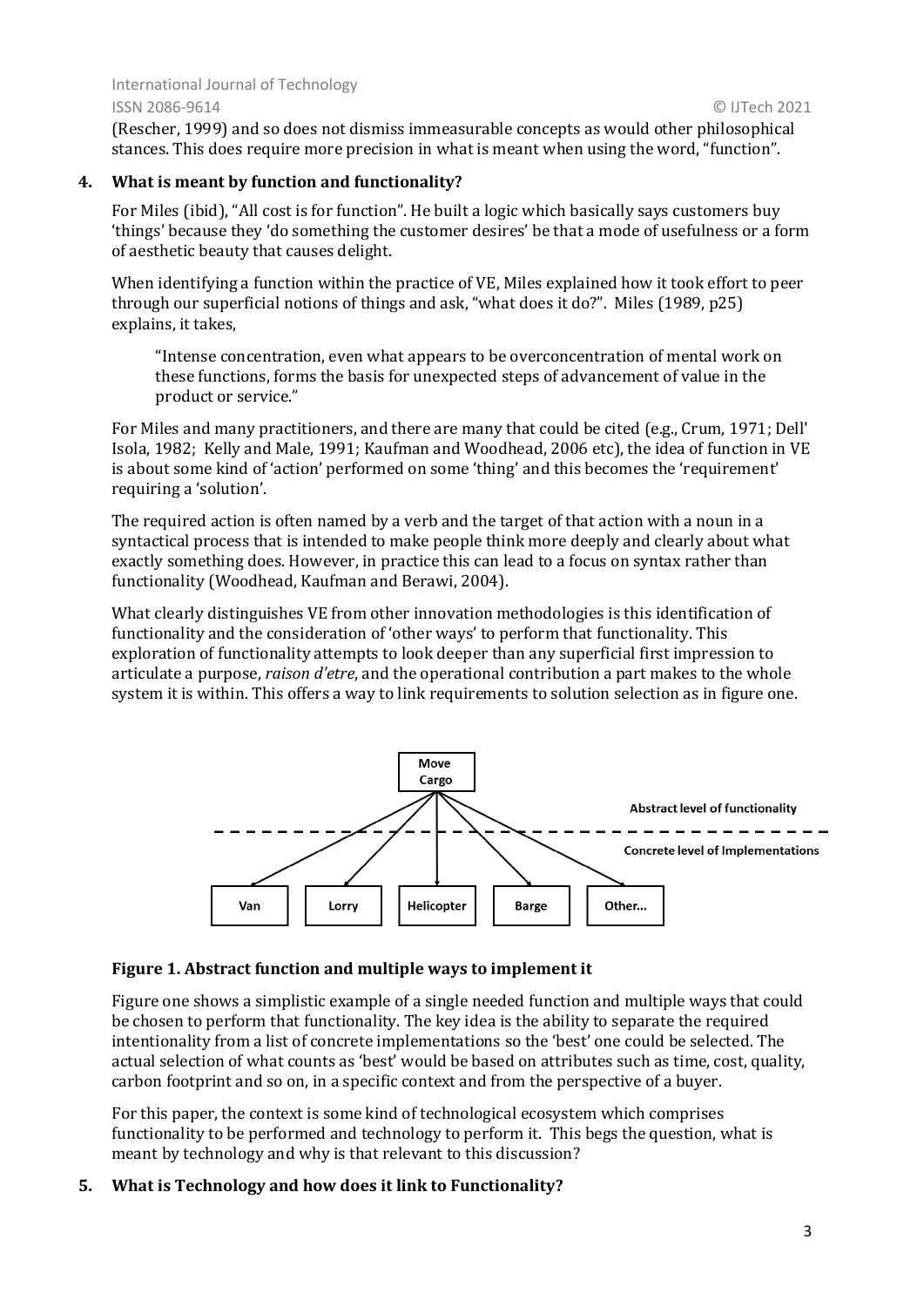(Rescher, 1999) and so does not dismiss immeasurable concepts as would other philosophical stances. This does require more precision in what is meant when using the word, "function".

## 4. What is meant by function and functionality?

For Miles (ibid), "All cost is for function". He built a logic which basically says customers buy 'things' because they 'do something the customer desires' be that a mode of usefulness or a form of aesthetic beauty that causes delight.

When identifying a function within the practice of VE, Miles explained how it took effort to peer through our superficial notions of things and ask, "what does it do?". Miles (1989, p25) explains, it takes,

> "Intense concentration, even what appears to be overconcentration of mental work on these functions, forms the basis for unexpected steps of advancement of value in the product or service."

For Miles and many practitioners, and there are many that could be cited (e.g., Crum, 1971; Dell' Isola, 1982; Kelly and Male, 1991; Kaufman and Woodhead, 2006 etc), the idea of function in VE is about some kind of 'action' performed on some 'thing' and this becomes the 'requirement' requiring a 'solution'.

The required action is often named by a verb and the target of that action with a noun in a syntactical process that is intended to make people think more deeply and clearly about what exactly something does. However, in practice this can lead to a focus on syntax rather than functionality (Woodhead, Kaufman and Berawi, 2004).

What clearly distinguishes VE from other innovation methodologies is this identification of functionality and the consideration of 'other ways' to perform that functionality. This exploration of functionality attempts to look deeper than any superficial first impression to articulate a purpose, *raison d'etre*, and the operational contribution a part makes to the whole system it is within. This offers a way to link requirements to solution selection as in figure one.

Move Cargo

Abstract level of functionality

Concrete level of Implementations

Van | Lorry | Helicopter | Barge | Other...

**Figure 1. Abstract function and multiple ways to implement it**

Figure one shows a simplistic example of a single needed function and multiple ways that could be chosen to perform that functionality. The key idea is the ability to separate the required intentionality from a list of concrete implementations so the 'best' one could be selected. The actual selection of what counts as 'best' would be based on attributes such as time, cost, quality, carbon footprint and so on, in a specific context and from the perspective of a buyer.

For this paper, the context is some kind of technological ecosystem which comprises functionality to be performed and technology to perform it. This begs the question, what is meant by technology and why is that relevant to this discussion?

## 5. What is Technology and how does it link to Functionality?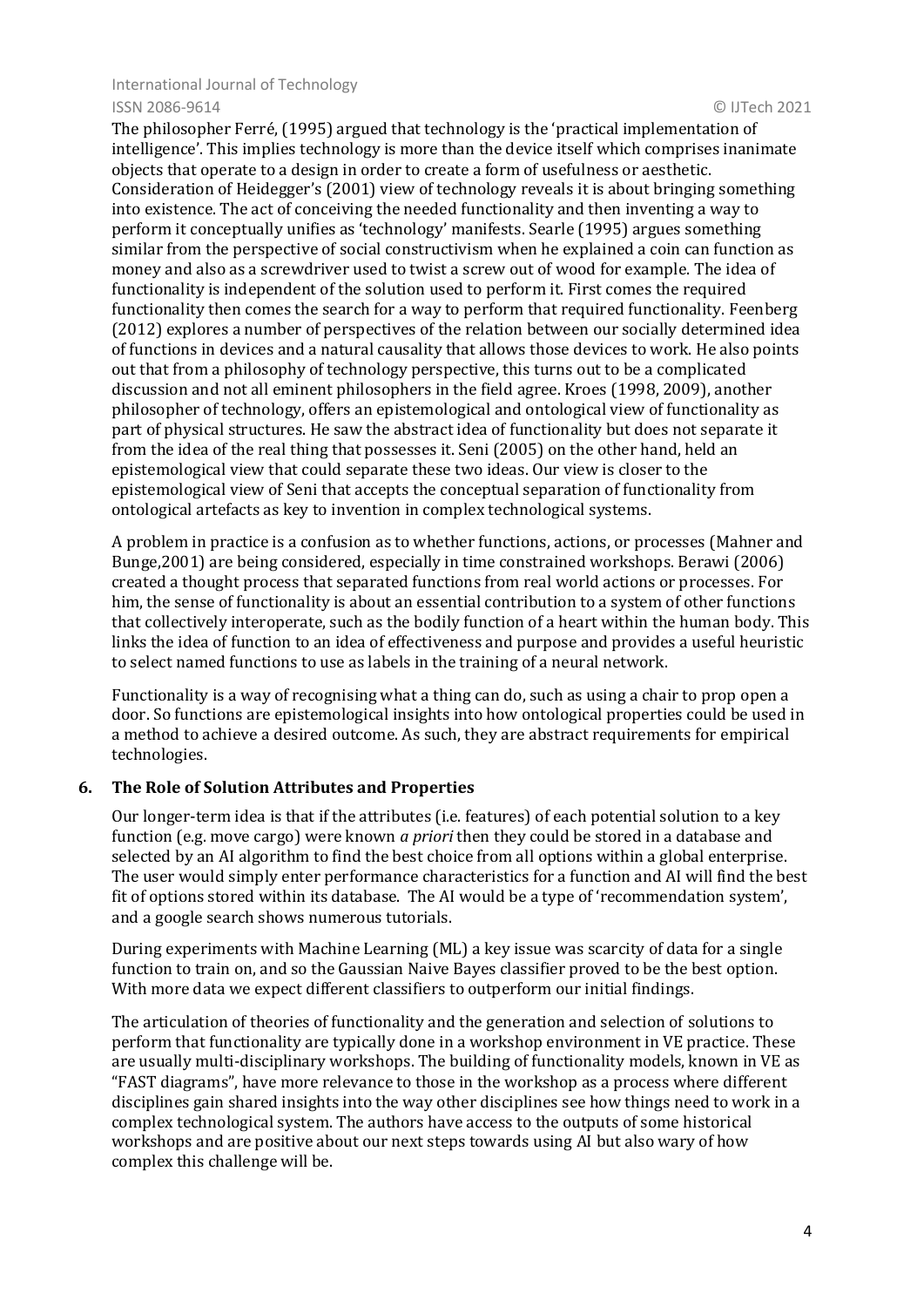The philosopher Ferré, (1995) argued that technology is the 'practical implementation of intelligence'. This implies technology is more than the device itself which comprises inanimate objects that operate to a design in order to create a form of usefulness or aesthetic. Consideration of Heidegger's (2001) view of technology reveals it is about bringing something into existence. The act of conceiving the needed functionality and then inventing a way to perform it conceptually unifies as 'technology' manifests. Searle (1995) argues something similar from the perspective of social constructivism when he explained a coin can function as money and also as a screwdriver used to twist a screw out of wood for example. The idea of functionality is independent of the solution used to perform it. First comes the required functionality then comes the search for a way to perform that required functionality. Feenberg (2012) explores a number of perspectives of the relation between our socially determined idea of functions in devices and a natural causality that allows those devices to work. He also points out that from a philosophy of technology perspective, this turns out to be a complicated discussion and not all eminent philosophers in the field agree. Kroes (1998, 2009), another philosopher of technology, offers an epistemological and ontological view of functionality as part of physical structures. He saw the abstract idea of functionality but does not separate it from the idea of the real thing that possesses it. Seni (2005) on the other hand, held an epistemological view that could separate these two ideas. Our view is closer to the epistemological view of Seni that accepts the conceptual separation of functionality from ontological artefacts as key to invention in complex technological systems.

A problem in practice is a confusion as to whether functions, actions, or processes (Mahner and Bunge,2001) are being considered, especially in time constrained workshops. Berawi (2006) created a thought process that separated functions from real world actions or processes. For him, the sense of functionality is about an essential contribution to a system of other functions that collectively interoperate, such as the bodily function of a heart within the human body. This links the idea of function to an idea of effectiveness and purpose and provides a useful heuristic to select named functions to use as labels in the training of a neural network.

Functionality is a way of recognising what a thing can do, such as using a chair to prop open a door. So functions are epistemological insights into how ontological properties could be used in a method to achieve a desired outcome. As such, they are abstract requirements for empirical technologies.

## 6. The Role of Solution Attributes and Properties

Our longer-term idea is that if the attributes (i.e. features) of each potential solution to a key function (e.g. move cargo) were known *a priori* then they could be stored in a database and selected by an AI algorithm to find the best choice from all options within a global enterprise. The user would simply enter performance characteristics for a function and AI will find the best fit of options stored within its database. The AI would be a type of 'recommendation system', and a google search shows numerous tutorials.

During experiments with Machine Learning (ML) a key issue was scarcity of data for a single function to train on, and so the Gaussian Naive Bayes classifier proved to be the best option. With more data we expect different classifiers to outperform our initial findings.

The articulation of theories of functionality and the generation and selection of solutions to perform that functionality are typically done in a workshop environment in VE practice. These are usually multi-disciplinary workshops. The building of functionality models, known in VE as "FAST diagrams", have more relevance to those in the workshop as a process where different disciplines gain shared insights into the way other disciplines see how things need to work in a complex technological system. The authors have access to the outputs of some historical workshops and are positive about our next steps towards using AI but also wary of how complex this challenge will be.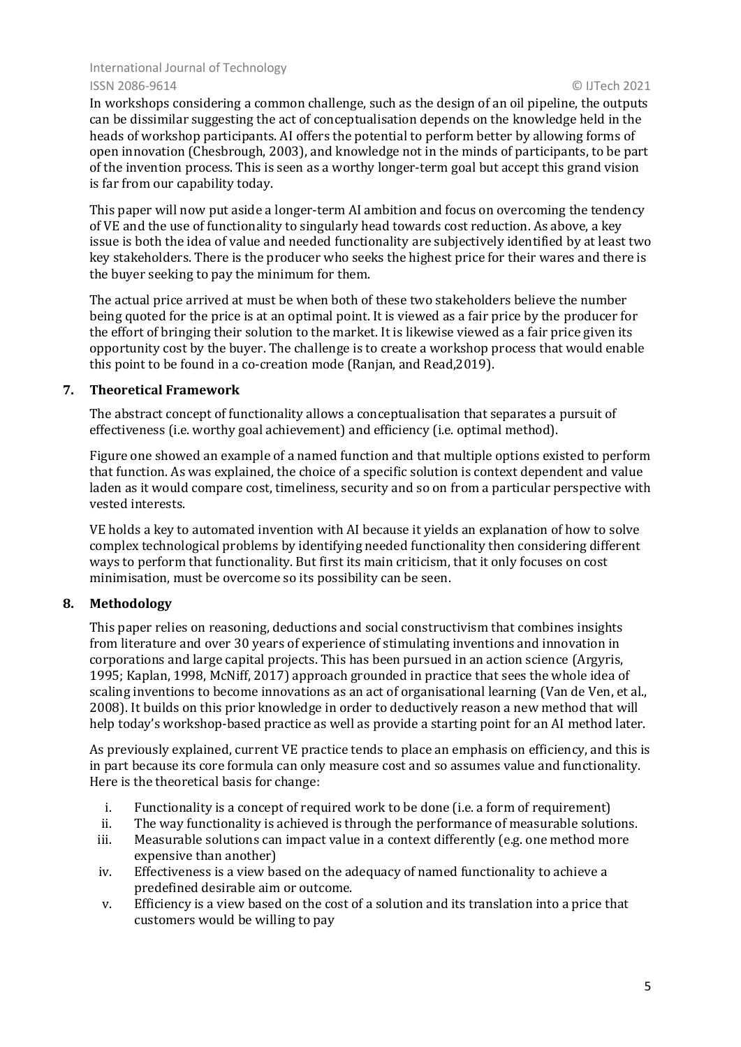In workshops considering a common challenge, such as the design of an oil pipeline, the outputs can be dissimilar suggesting the act of conceptualisation depends on the knowledge held in the heads of workshop participants. AI offers the potential to perform better by allowing forms of open innovation (Chesbrough, 2003), and knowledge not in the minds of participants, to be part of the invention process. This is seen as a worthy longer-term goal but accept this grand vision is far from our capability today.

This paper will now put aside a longer-term AI ambition and focus on overcoming the tendency of VE and the use of functionality to singularly head towards cost reduction. As above, a key issue is both the idea of value and needed functionality are subjectively identified by at least two key stakeholders. There is the producer who seeks the highest price for their wares and there is the buyer seeking to pay the minimum for them.

The actual price arrived at must be when both of these two stakeholders believe the number being quoted for the price is at an optimal point. It is viewed as a fair price by the producer for the effort of bringing their solution to the market. It is likewise viewed as a fair price given its opportunity cost by the buyer. The challenge is to create a workshop process that would enable this point to be found in a co-creation mode (Ranjan, and Read,2019).

## 7. Theoretical Framework

The abstract concept of functionality allows a conceptualisation that separates a pursuit of effectiveness (i.e. worthy goal achievement) and efficiency (i.e. optimal method).

Figure one showed an example of a named function and that multiple options existed to perform that function. As was explained, the choice of a specific solution is context dependent and value laden as it would compare cost, timeliness, security and so on from a particular perspective with vested interests.

VE holds a key to automated invention with AI because it yields an explanation of how to solve complex technological problems by identifying needed functionality then considering different ways to perform that functionality. But first its main criticism, that it only focuses on cost minimisation, must be overcome so its possibility can be seen.

## 8. Methodology

This paper relies on reasoning, deductions and social constructivism that combines insights from literature and over 30 years of experience of stimulating inventions and innovation in corporations and large capital projects. This has been pursued in an action science (Argyris, 1995; Kaplan, 1998, McNiff, 2017) approach grounded in practice that sees the whole idea of scaling inventions to become innovations as an act of organisational learning (Van de Ven, et al., 2008). It builds on this prior knowledge in order to deductively reason a new method that will help today's workshop-based practice as well as provide a starting point for an AI method later.

As previously explained, current VE practice tends to place an emphasis on efficiency, and this is in part because its core formula can only measure cost and so assumes value and functionality. Here is the theoretical basis for change:

i. Functionality is a concept of required work to be done (i.e. a form of requirement)
ii. The way functionality is achieved is through the performance of measurable solutions.
iii. Measurable solutions can impact value in a context differently (e.g. one method more expensive than another)
iv. Effectiveness is a view based on the adequacy of named functionality to achieve a predefined desirable aim or outcome.
v. Efficiency is a view based on the cost of a solution and its translation into a price that customers would be willing to pay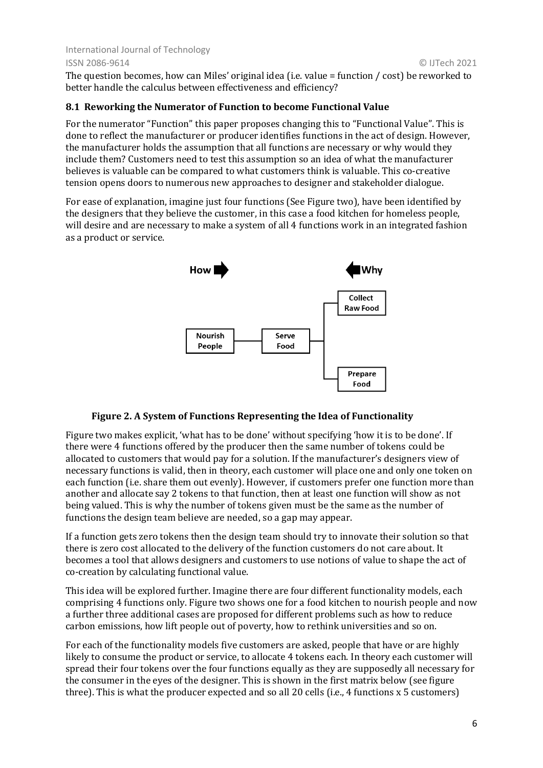The question becomes, how can Miles' original idea (i.e. value = function / cost) be reworked to better handle the calculus between effectiveness and efficiency?

### 8.1 Reworking the Numerator of Function to become Functional Value

For the numerator "Function" this paper proposes changing this to "Functional Value". This is done to reflect the manufacturer or producer identifies functions in the act of design. However, the manufacturer holds the assumption that all functions are necessary or why would they include them? Customers need to test this assumption so an idea of what the manufacturer believes is valuable can be compared to what customers think is valuable. This co-creative tension opens doors to numerous new approaches to designer and stakeholder dialogue.

For ease of explanation, imagine just four functions (See Figure two), have been identified by the designers that they believe the customer, in this case a food kitchen for homeless people, will desire and are necessary to make a system of all 4 functions work in an integrated fashion as a product or service.

How ➡ ⬅ Why

Nourish People — Serve Food — Collect Raw Food / Prepare Food

**Figure 2. A System of Functions Representing the Idea of Functionality**

Figure two makes explicit, 'what has to be done' without specifying 'how it is to be done'. If there were 4 functions offered by the producer then the same number of tokens could be allocated to customers that would pay for a solution. If the manufacturer's designers view of necessary functions is valid, then in theory, each customer will place one and only one token on each function (i.e. share them out evenly). However, if customers prefer one function more than another and allocate say 2 tokens to that function, then at least one function will show as not being valued. This is why the number of tokens given must be the same as the number of functions the design team believe are needed, so a gap may appear.

If a function gets zero tokens then the design team should try to innovate their solution so that there is zero cost allocated to the delivery of the function customers do not care about. It becomes a tool that allows designers and customers to use notions of value to shape the act of co-creation by calculating functional value.

This idea will be explored further. Imagine there are four different functionality models, each comprising 4 functions only. Figure two shows one for a food kitchen to nourish people and now a further three additional cases are proposed for different problems such as how to reduce carbon emissions, how lift people out of poverty, how to rethink universities and so on.

For each of the functionality models five customers are asked, people that have or are highly likely to consume the product or service, to allocate 4 tokens each. In theory each customer will spread their four tokens over the four functions equally as they are supposedly all necessary for the consumer in the eyes of the designer. This is shown in the first matrix below (see figure three). This is what the producer expected and so all 20 cells (i.e., 4 functions x 5 customers)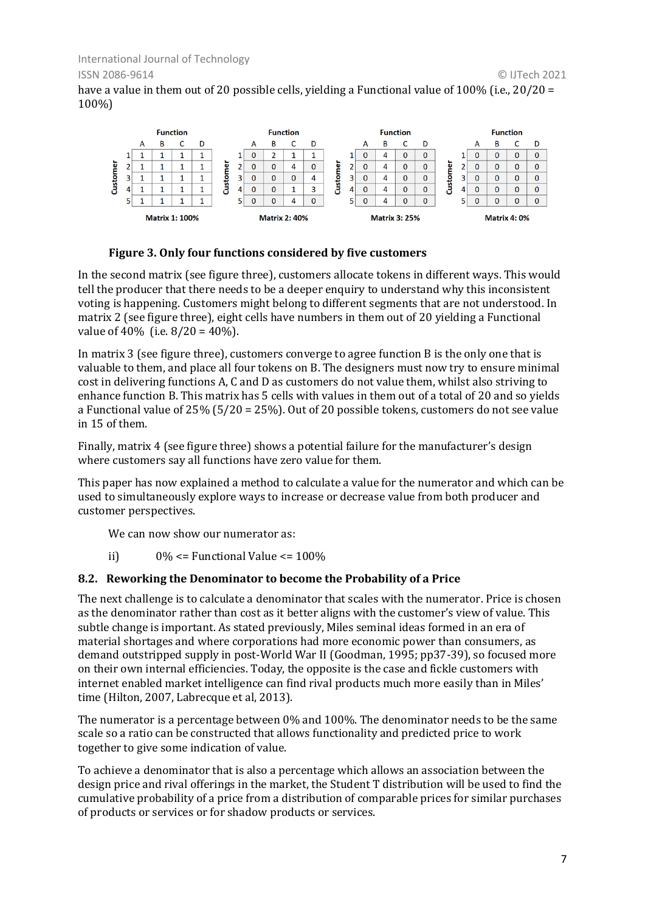have a value in them out of 20 possible cells, yielding a Functional value of 100% (i.e., 20/20 = 100%)

**Matrix 1: 100%**

| Customer | A | B | C | D |
|---|---|---|---|---|
| 1 | 1 | 1 | 1 | 1 |
| 2 | 1 | 1 | 1 | 1 |
| 3 | 1 | 1 | 1 | 1 |
| 4 | 1 | 1 | 1 | 1 |
| 5 | 1 | 1 | 1 | 1 |

**Matrix 2: 40%**

| Customer | A | B | C | D |
|---|---|---|---|---|
| 1 | 0 | 2 | 1 | 1 |
| 2 | 0 | 0 | 4 | 0 |
| 3 | 0 | 0 | 0 | 4 |
| 4 | 0 | 0 | 1 | 3 |
| 5 | 0 | 0 | 4 | 0 |

**Matrix 3: 25%**

| Customer | A | B | C | D |
|---|---|---|---|---|
| 1 | 0 | 4 | 0 | 0 |
| 2 | 0 | 4 | 0 | 0 |
| 3 | 0 | 4 | 0 | 0 |
| 4 | 0 | 4 | 0 | 0 |
| 5 | 0 | 4 | 0 | 0 |

**Matrix 4: 0%**

| Customer | A | B | C | D |
|---|---|---|---|---|
| 1 | 0 | 0 | 0 | 0 |
| 2 | 0 | 0 | 0 | 0 |
| 3 | 0 | 0 | 0 | 0 |
| 4 | 0 | 0 | 0 | 0 |
| 5 | 0 | 0 | 0 | 0 |

**Figure 3. Only four functions considered by five customers**

In the second matrix (see figure three), customers allocate tokens in different ways. This would tell the producer that there needs to be a deeper enquiry to understand why this inconsistent voting is happening. Customers might belong to different segments that are not understood. In matrix 2 (see figure three), eight cells have numbers in them out of 20 yielding a Functional value of 40% (i.e. 8/20 = 40%).

In matrix 3 (see figure three), customers converge to agree function B is the only one that is valuable to them, and place all four tokens on B. The designers must now try to ensure minimal cost in delivering functions A, C and D as customers do not value them, whilst also striving to enhance function B. This matrix has 5 cells with values in them out of a total of 20 and so yields a Functional value of 25% (5/20 = 25%). Out of 20 possible tokens, customers do not see value in 15 of them.

Finally, matrix 4 (see figure three) shows a potential failure for the manufacturer's design where customers say all functions have zero value for them.

This paper has now explained a method to calculate a value for the numerator and which can be used to simultaneously explore ways to increase or decrease value from both producer and customer perspectives.

We can now show our numerator as:

ii) $0\% <= \text{Functional Value} <= 100\%$

### 8.2. Reworking the Denominator to become the Probability of a Price

The next challenge is to calculate a denominator that scales with the numerator. Price is chosen as the denominator rather than cost as it better aligns with the customer's view of value. This subtle change is important. As stated previously, Miles seminal ideas formed in an era of material shortages and where corporations had more economic power than consumers, as demand outstripped supply in post-World War II (Goodman, 1995; pp37-39), so focused more on their own internal efficiencies. Today, the opposite is the case and fickle customers with internet enabled market intelligence can find rival products much more easily than in Miles' time (Hilton, 2007, Labrecque et al, 2013).

The numerator is a percentage between 0% and 100%. The denominator needs to be the same scale so a ratio can be constructed that allows functionality and predicted price to work together to give some indication of value.

To achieve a denominator that is also a percentage which allows an association between the design price and rival offerings in the market, the Student T distribution will be used to find the cumulative probability of a price from a distribution of comparable prices for similar purchases of products or services or for shadow products or services.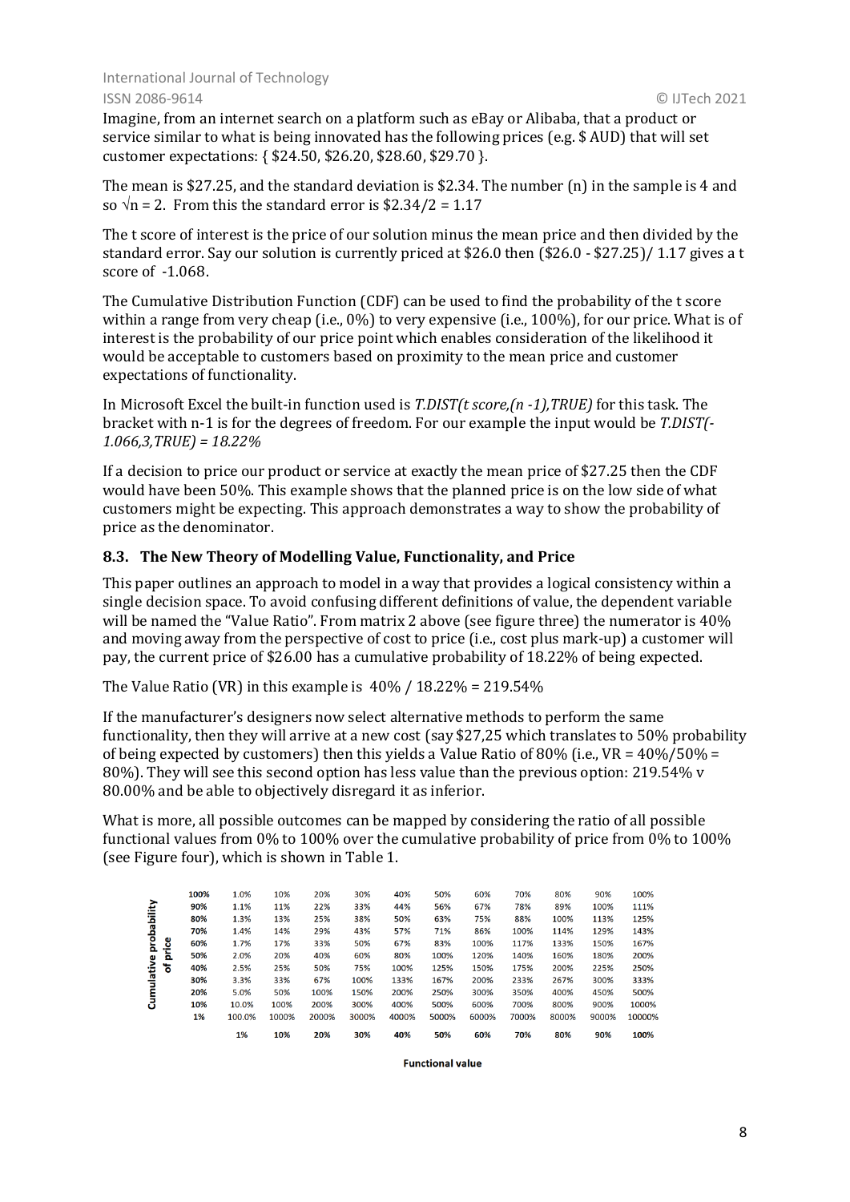Imagine, from an internet search on a platform such as eBay or Alibaba, that a product or service similar to what is being innovated has the following prices (e.g. $ AUD) that will set customer expectations: { $24.50, $26.20, $28.60, $29.70 }.

The mean is $27.25, and the standard deviation is $2.34. The number (n) in the sample is 4 and so $\sqrt{n} = 2$. From this the standard error is $2.34/2 = 1.17

The t score of interest is the price of our solution minus the mean price and then divided by the standard error. Say our solution is currently priced at $26.0 then ($26.0 - $27.25)/ 1.17 gives a t score of -1.068.

The Cumulative Distribution Function (CDF) can be used to find the probability of the t score within a range from very cheap (i.e., 0%) to very expensive (i.e., 100%), for our price. What is of interest is the probability of our price point which enables consideration of the likelihood it would be acceptable to customers based on proximity to the mean price and customer expectations of functionality.

In Microsoft Excel the built-in function used is *T.DIST(t score,(n -1),TRUE)* for this task. The bracket with n-1 is for the degrees of freedom. For our example the input would be *T.DIST(-1.066,3,TRUE) = 18.22%*

If a decision to price our product or service at exactly the mean price of $27.25 then the CDF would have been 50%. This example shows that the planned price is on the low side of what customers might be expecting. This approach demonstrates a way to show the probability of price as the denominator.

### 8.3. The New Theory of Modelling Value, Functionality, and Price

This paper outlines an approach to model in a way that provides a logical consistency within a single decision space. To avoid confusing different definitions of value, the dependent variable will be named the "Value Ratio". From matrix 2 above (see figure three) the numerator is 40% and moving away from the perspective of cost to price (i.e., cost plus mark-up) a customer will pay, the current price of $26.00 has a cumulative probability of 18.22% of being expected.

The Value Ratio (VR) in this example is 40% / 18.22% = 219.54%

If the manufacturer's designers now select alternative methods to perform the same functionality, then they will arrive at a new cost (say $27,25 which translates to 50% probability of being expected by customers) then this yields a Value Ratio of 80% (i.e., VR = 40%/50% = 80%). They will see this second option has less value than the previous option: 219.54% v 80.00% and be able to objectively disregard it as inferior.

What is more, all possible outcomes can be mapped by considering the ratio of all possible functional values from 0% to 100% over the cumulative probability of price from 0% to 100% (see Figure four), which is shown in Table 1.

| Cumulative probability of price | 1% | 10% | 20% | 30% | 40% | 50% | 60% | 70% | 80% | 90% | 100% |
|---|---|---|---|---|---|---|---|---|---|---|---|
| 100% | 1.0% | 10% | 20% | 30% | 40% | 50% | 60% | 70% | 80% | 90% | 100% |
| 90% | 1.1% | 11% | 22% | 33% | 44% | 56% | 67% | 78% | 89% | 100% | 111% |
| 80% | 1.3% | 13% | 25% | 38% | 50% | 63% | 75% | 88% | 100% | 113% | 125% |
| 70% | 1.4% | 14% | 29% | 43% | 57% | 71% | 86% | 100% | 114% | 129% | 143% |
| 60% | 1.7% | 17% | 33% | 50% | 67% | 83% | 100% | 117% | 133% | 150% | 167% |
| 50% | 2.0% | 20% | 40% | 60% | 80% | 100% | 120% | 140% | 160% | 180% | 200% |
| 40% | 2.5% | 25% | 50% | 75% | 100% | 125% | 150% | 175% | 200% | 225% | 250% |
| 30% | 3.3% | 33% | 67% | 100% | 133% | 167% | 200% | 233% | 267% | 300% | 333% |
| 20% | 5.0% | 50% | 100% | 150% | 200% | 250% | 300% | 350% | 400% | 450% | 500% |
| 10% | 10.0% | 100% | 200% | 300% | 400% | 500% | 600% | 700% | 800% | 900% | 1000% |
| 1% | 100.0% | 1000% | 2000% | 3000% | 4000% | 5000% | 6000% | 7000% | 8000% | 9000% | 10000% |

Functional value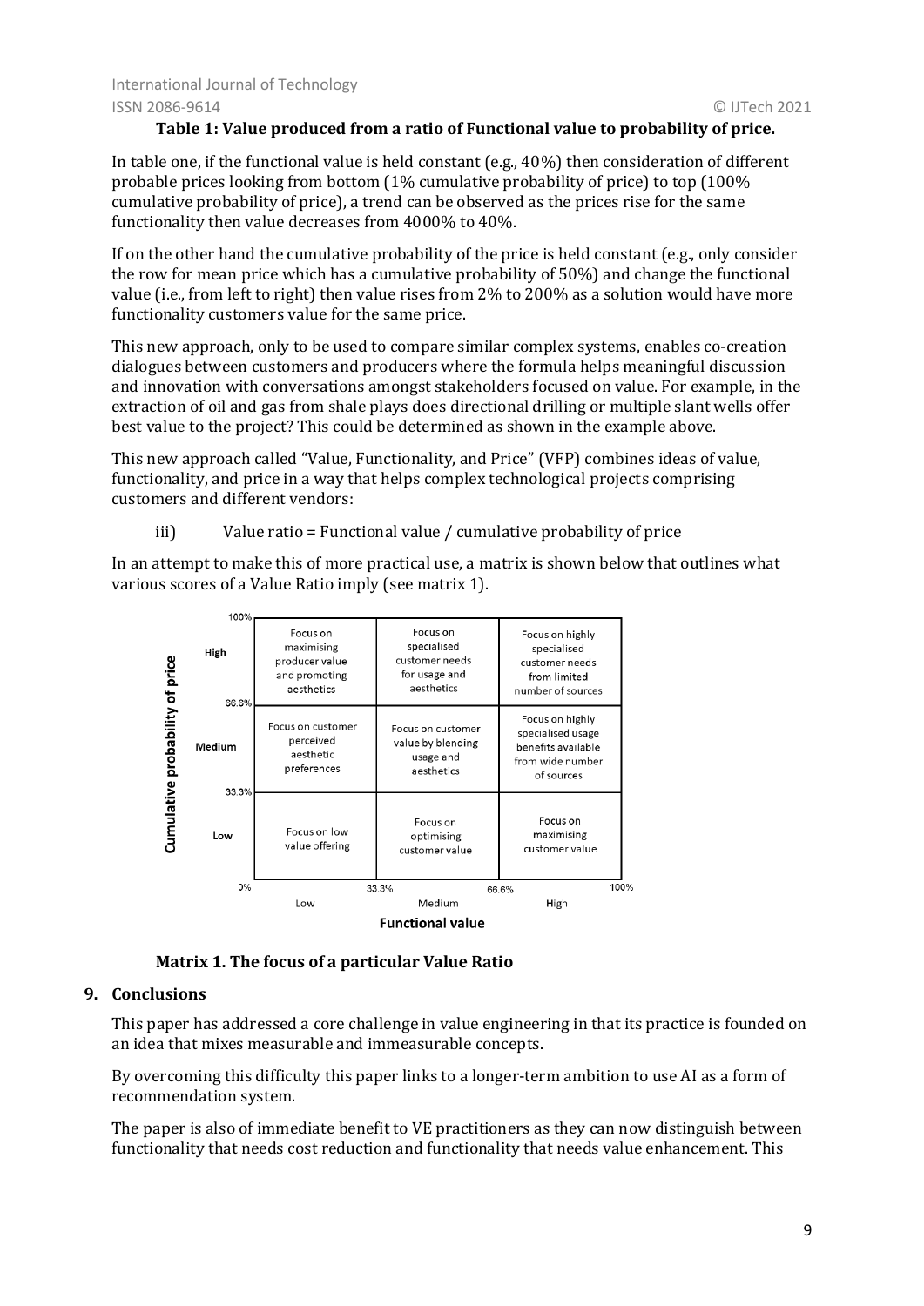**Table 1: Value produced from a ratio of Functional value to probability of price.**

In table one, if the functional value is held constant (e.g., 40%) then consideration of different probable prices looking from bottom (1% cumulative probability of price) to top (100% cumulative probability of price), a trend can be observed as the prices rise for the same functionality then value decreases from 4000% to 40%.

If on the other hand the cumulative probability of the price is held constant (e.g., only consider the row for mean price which has a cumulative probability of 50%) and change the functional value (i.e., from left to right) then value rises from 2% to 200% as a solution would have more functionality customers value for the same price.

This new approach, only to be used to compare similar complex systems, enables co-creation dialogues between customers and producers where the formula helps meaningful discussion and innovation with conversations amongst stakeholders focused on value. For example, in the extraction of oil and gas from shale plays does directional drilling or multiple slant wells offer best value to the project? This could be determined as shown in the example above.

This new approach called "Value, Functionality, and Price" (VFP) combines ideas of value, functionality, and price in a way that helps complex technological projects comprising customers and different vendors:

iii) Value ratio = Functional value / cumulative probability of price

In an attempt to make this of more practical use, a matrix is shown below that outlines what various scores of a Value Ratio imply (see matrix 1).

| Cumulative probability of price | Functional value: Low (0%–33.3%) | Functional value: Medium (33.3%–66.6%) | Functional value: High (66.6%–100%) |
|---|---|---|---|
| High (66.6%–100%) | Focus on maximising producer value and promoting aesthetics | Focus on specialised customer needs for usage and aesthetics | Focus on highly specialised customer needs from limited number of sources |
| Medium (33.3%–66.6%) | Focus on customer perceived aesthetic preferences | Focus on customer value by blending usage and aesthetics | Focus on highly specialised usage benefits available from wide number of sources |
| Low (0%–33.3%) | Focus on low value offering | Focus on optimising customer value | Focus on maximising customer value |

**Matrix 1. The focus of a particular Value Ratio**

## 9. Conclusions

This paper has addressed a core challenge in value engineering in that its practice is founded on an idea that mixes measurable and immeasurable concepts.

By overcoming this difficulty this paper links to a longer-term ambition to use AI as a form of recommendation system.

The paper is also of immediate benefit to VE practitioners as they can now distinguish between functionality that needs cost reduction and functionality that needs value enhancement. This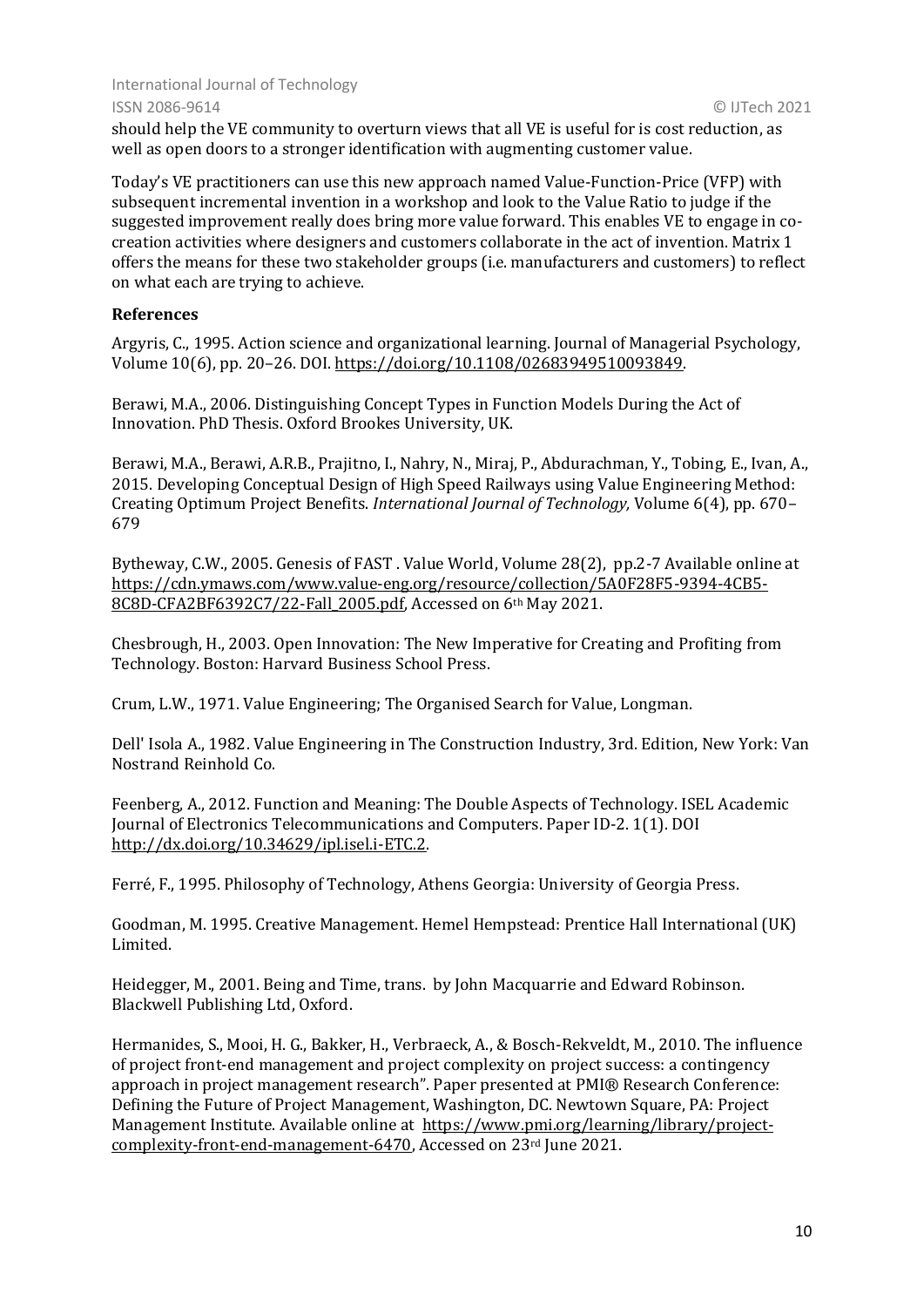should help the VE community to overturn views that all VE is useful for is cost reduction, as well as open doors to a stronger identification with augmenting customer value.

Today's VE practitioners can use this new approach named Value-Function-Price (VFP) with subsequent incremental invention in a workshop and look to the Value Ratio to judge if the suggested improvement really does bring more value forward. This enables VE to engage in co-creation activities where designers and customers collaborate in the act of invention. Matrix 1 offers the means for these two stakeholder groups (i.e. manufacturers and customers) to reflect on what each are trying to achieve.

## References

Argyris, C., 1995. Action science and organizational learning. Journal of Managerial Psychology, Volume 10(6), pp. 20–26. DOI. https://doi.org/10.1108/02683949510093849.

Berawi, M.A., 2006. Distinguishing Concept Types in Function Models During the Act of Innovation. PhD Thesis. Oxford Brookes University, UK.

Berawi, M.A., Berawi, A.R.B., Prajitno, I., Nahry, N., Miraj, P., Abdurachman, Y., Tobing, E., Ivan, A., 2015. Developing Conceptual Design of High Speed Railways using Value Engineering Method: Creating Optimum Project Benefits. *International Journal of Technology,* Volume 6(4), pp. 670–679

Bytheway, C.W., 2005. Genesis of FAST . Value World, Volume 28(2), pp.2-7 Available online at https://cdn.ymaws.com/www.value-eng.org/resource/collection/5A0F28F5-9394-4CB5-8C8D-CFA2BF6392C7/22-Fall_2005.pdf, Accessed on 6th May 2021.

Chesbrough, H., 2003. Open Innovation: The New Imperative for Creating and Profiting from Technology. Boston: Harvard Business School Press.

Crum, L.W., 1971. Value Engineering; The Organised Search for Value, Longman.

Dell' Isola A., 1982. Value Engineering in The Construction Industry, 3rd. Edition, New York: Van Nostrand Reinhold Co.

Feenberg, A., 2012. Function and Meaning: The Double Aspects of Technology. ISEL Academic Journal of Electronics Telecommunications and Computers. Paper ID-2. 1(1). DOI http://dx.doi.org/10.34629/ipl.isel.i-ETC.2.

Ferré, F., 1995. Philosophy of Technology, Athens Georgia: University of Georgia Press.

Goodman, M. 1995. Creative Management. Hemel Hempstead: Prentice Hall International (UK) Limited.

Heidegger, M., 2001. Being and Time, trans. by John Macquarrie and Edward Robinson. Blackwell Publishing Ltd, Oxford.

Hermanides, S., Mooi, H. G., Bakker, H., Verbraeck, A., & Bosch-Rekveldt, M., 2010. The influence of project front-end management and project complexity on project success: a contingency approach in project management research". Paper presented at PMI® Research Conference: Defining the Future of Project Management, Washington, DC. Newtown Square, PA: Project Management Institute. Available online at https://www.pmi.org/learning/library/project-complexity-front-end-management-6470, Accessed on 23rd June 2021.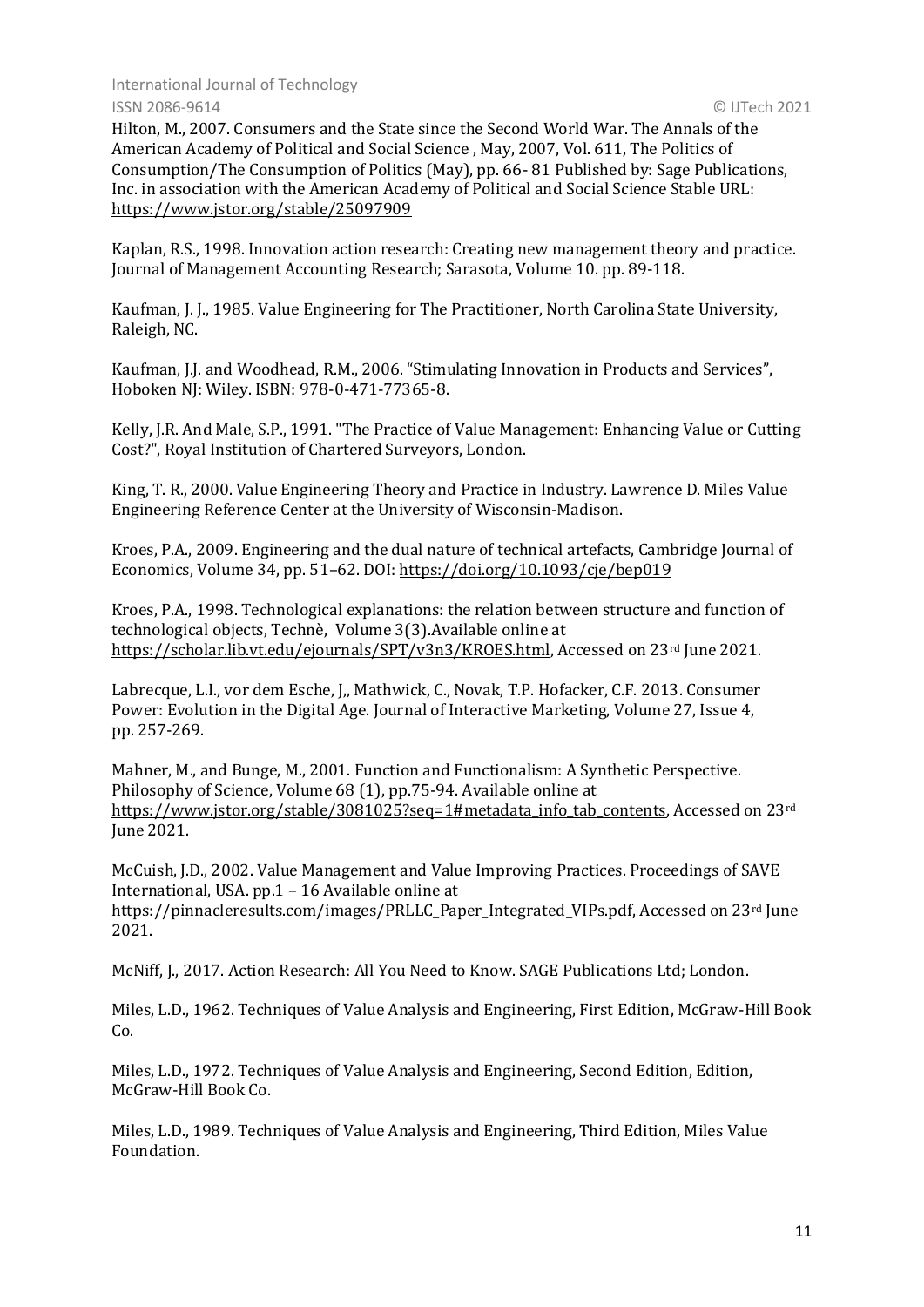Hilton, M., 2007. Consumers and the State since the Second World War. The Annals of the American Academy of Political and Social Science , May, 2007, Vol. 611, The Politics of Consumption/The Consumption of Politics (May), pp. 66- 81 Published by: Sage Publications, Inc. in association with the American Academy of Political and Social Science Stable URL: https://www.jstor.org/stable/25097909

Kaplan, R.S., 1998. Innovation action research: Creating new management theory and practice. Journal of Management Accounting Research; Sarasota, Volume 10. pp. 89-118.

Kaufman, J. J., 1985. Value Engineering for The Practitioner, North Carolina State University, Raleigh, NC.

Kaufman, J.J. and Woodhead, R.M., 2006. "Stimulating Innovation in Products and Services", Hoboken NJ: Wiley. ISBN: 978-0-471-77365-8.

Kelly, J.R. And Male, S.P., 1991. "The Practice of Value Management: Enhancing Value or Cutting Cost?", Royal Institution of Chartered Surveyors, London.

King, T. R., 2000. Value Engineering Theory and Practice in Industry. Lawrence D. Miles Value Engineering Reference Center at the University of Wisconsin-Madison.

Kroes, P.A., 2009. Engineering and the dual nature of technical artefacts, Cambridge Journal of Economics, Volume 34, pp. 51–62. DOI: https://doi.org/10.1093/cje/bep019

Kroes, P.A., 1998. Technological explanations: the relation between structure and function of technological objects, Technè, Volume 3(3).Available online at https://scholar.lib.vt.edu/ejournals/SPT/v3n3/KROES.html, Accessed on 23rd June 2021.

Labrecque, L.I., vor dem Esche, J,, Mathwick, C., Novak, T.P. Hofacker, C.F. 2013. Consumer Power: Evolution in the Digital Age. Journal of Interactive Marketing, Volume 27, Issue 4, pp. 257-269.

Mahner, M., and Bunge, M., 2001. Function and Functionalism: A Synthetic Perspective. Philosophy of Science, Volume 68 (1), pp.75-94. Available online at https://www.jstor.org/stable/3081025?seq=1#metadata_info_tab_contents, Accessed on 23rd June 2021.

McCuish, J.D., 2002. Value Management and Value Improving Practices. Proceedings of SAVE International, USA. pp.1 – 16 Available online at https://pinnacleresults.com/images/PRLLC_Paper_Integrated_VIPs.pdf, Accessed on 23rd June 2021.

McNiff, J., 2017. Action Research: All You Need to Know. SAGE Publications Ltd; London.

Miles, L.D., 1962. Techniques of Value Analysis and Engineering, First Edition, McGraw-Hill Book Co.

Miles, L.D., 1972. Techniques of Value Analysis and Engineering, Second Edition, Edition, McGraw-Hill Book Co.

Miles, L.D., 1989. Techniques of Value Analysis and Engineering, Third Edition, Miles Value Foundation.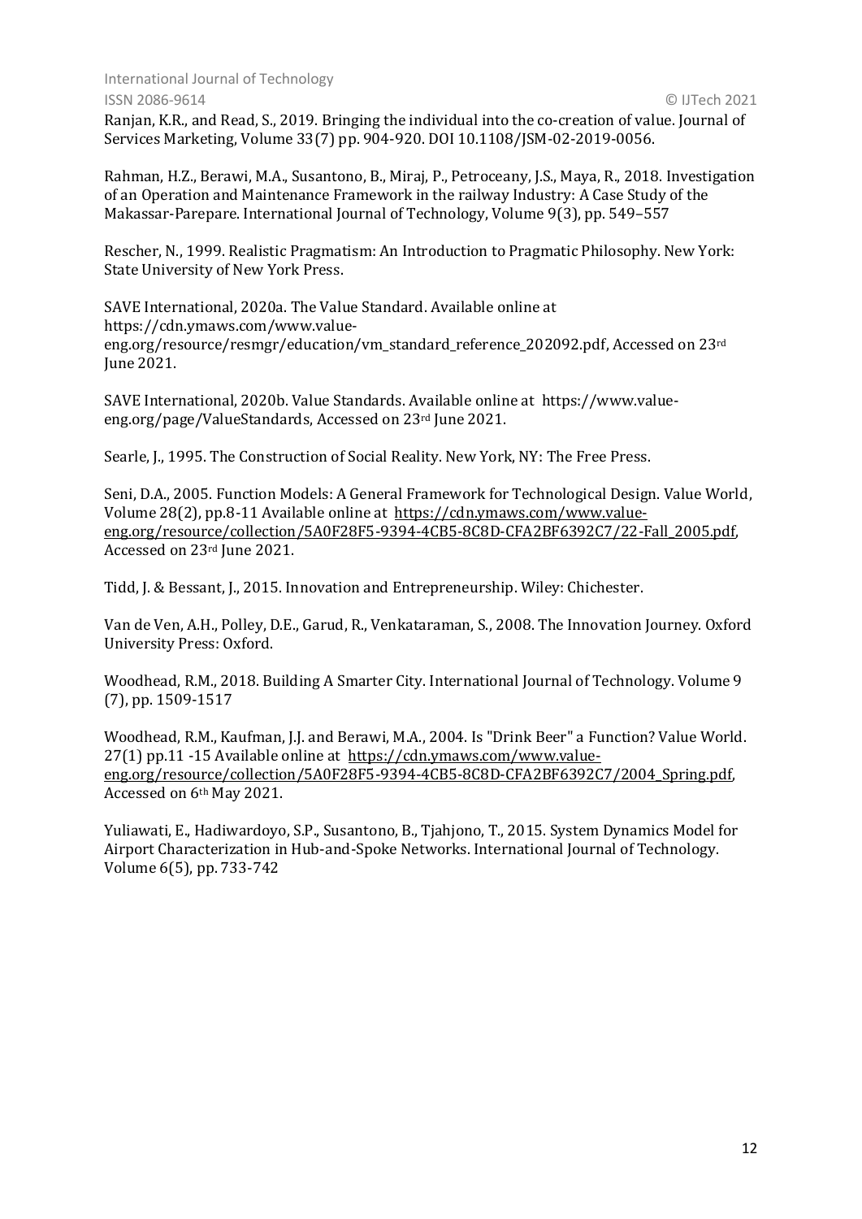Ranjan, K.R., and Read, S., 2019. Bringing the individual into the co-creation of value. Journal of Services Marketing, Volume 33(7) pp. 904-920. DOI 10.1108/JSM-02-2019-0056.

Rahman, H.Z., Berawi, M.A., Susantono, B., Miraj, P., Petroceany, J.S., Maya, R., 2018. Investigation of an Operation and Maintenance Framework in the railway Industry: A Case Study of the Makassar-Parepare. International Journal of Technology, Volume 9(3), pp. 549–557

Rescher, N., 1999. Realistic Pragmatism: An Introduction to Pragmatic Philosophy. New York: State University of New York Press.

SAVE International, 2020a. The Value Standard. Available online at https://cdn.ymaws.com/www.value-eng.org/resource/resmgr/education/vm_standard_reference_202092.pdf, Accessed on 23rd June 2021.

SAVE International, 2020b. Value Standards. Available online at https://www.value-eng.org/page/ValueStandards, Accessed on 23rd June 2021.

Searle, J., 1995. The Construction of Social Reality. New York, NY: The Free Press.

Seni, D.A., 2005. Function Models: A General Framework for Technological Design. Value World, Volume 28(2), pp.8-11 Available online at https://cdn.ymaws.com/www.value-eng.org/resource/collection/5A0F28F5-9394-4CB5-8C8D-CFA2BF6392C7/22-Fall_2005.pdf, Accessed on 23rd June 2021.

Tidd, J. & Bessant, J., 2015. Innovation and Entrepreneurship. Wiley: Chichester.

Van de Ven, A.H., Polley, D.E., Garud, R., Venkataraman, S., 2008. The Innovation Journey. Oxford University Press: Oxford.

Woodhead, R.M., 2018. Building A Smarter City. International Journal of Technology. Volume 9 (7), pp. 1509-1517

Woodhead, R.M., Kaufman, J.J. and Berawi, M.A., 2004. Is "Drink Beer" a Function? Value World. 27(1) pp.11 -15 Available online at https://cdn.ymaws.com/www.value-eng.org/resource/collection/5A0F28F5-9394-4CB5-8C8D-CFA2BF6392C7/2004_Spring.pdf, Accessed on 6th May 2021.

Yuliawati, E., Hadiwardoyo, S.P., Susantono, B., Tjahjono, T., 2015. System Dynamics Model for Airport Characterization in Hub-and-Spoke Networks. International Journal of Technology. Volume 6(5), pp. 733-742